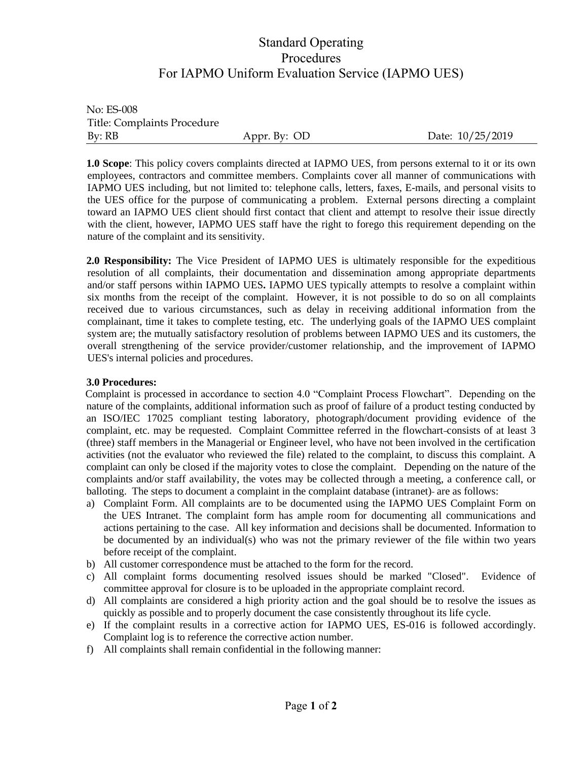# Standard Operating Procedures For IAPMO Uniform Evaluation Service (IAPMO UES)

No: ES-008
Title: Complaints Procedure
By: RB Appr. By: OD Date: 10/25/2019

**1.0 Scope**: This policy covers complaints directed at IAPMO UES, from persons external to it or its own employees, contractors and committee members. Complaints cover all manner of communications with IAPMO UES including, but not limited to: telephone calls, letters, faxes, E-mails, and personal visits to the UES office for the purpose of communicating a problem. External persons directing a complaint toward an IAPMO UES client should first contact that client and attempt to resolve their issue directly with the client, however, IAPMO UES staff have the right to forego this requirement depending on the nature of the complaint and its sensitivity.

**2.0 Responsibility:** The Vice President of IAPMO UES is ultimately responsible for the expeditious resolution of all complaints, their documentation and dissemination among appropriate departments and/or staff persons within IAPMO UES**.** IAPMO UES typically attempts to resolve a complaint within six months from the receipt of the complaint. However, it is not possible to do so on all complaints received due to various circumstances, such as delay in receiving additional information from the complainant, time it takes to complete testing, etc. The underlying goals of the IAPMO UES complaint system are; the mutually satisfactory resolution of problems between IAPMO UES and its customers, the overall strengthening of the service provider/customer relationship, and the improvement of IAPMO UES's internal policies and procedures.

**3.0 Procedures:**

Complaint is processed in accordance to section 4.0 "Complaint Process Flowchart". Depending on the nature of the complaints, additional information such as proof of failure of a product testing conducted by an ISO/IEC 17025 compliant testing laboratory, photograph/document providing evidence of the complaint, etc. may be requested. Complaint Committee referred in the flowchart consists of at least 3 (three) staff members in the Managerial or Engineer level, who have not been involved in the certification activities (not the evaluator who reviewed the file) related to the complaint, to discuss this complaint. A complaint can only be closed if the majority votes to close the complaint. Depending on the nature of the complaints and/or staff availability, the votes may be collected through a meeting, a conference call, or balloting. The steps to document a complaint in the complaint database (intranet) are as follows:

a) Complaint Form. All complaints are to be documented using the IAPMO UES Complaint Form on the UES Intranet. The complaint form has ample room for documenting all communications and actions pertaining to the case. All key information and decisions shall be documented. Information to be documented by an individual(s) who was not the primary reviewer of the file within two years before receipt of the complaint.
b) All customer correspondence must be attached to the form for the record.
c) All complaint forms documenting resolved issues should be marked "Closed". Evidence of committee approval for closure is to be uploaded in the appropriate complaint record.
d) All complaints are considered a high priority action and the goal should be to resolve the issues as quickly as possible and to properly document the case consistently throughout its life cycle.
e) If the complaint results in a corrective action for IAPMO UES, ES-016 is followed accordingly. Complaint log is to reference the corrective action number.
f) All complaints shall remain confidential in the following manner: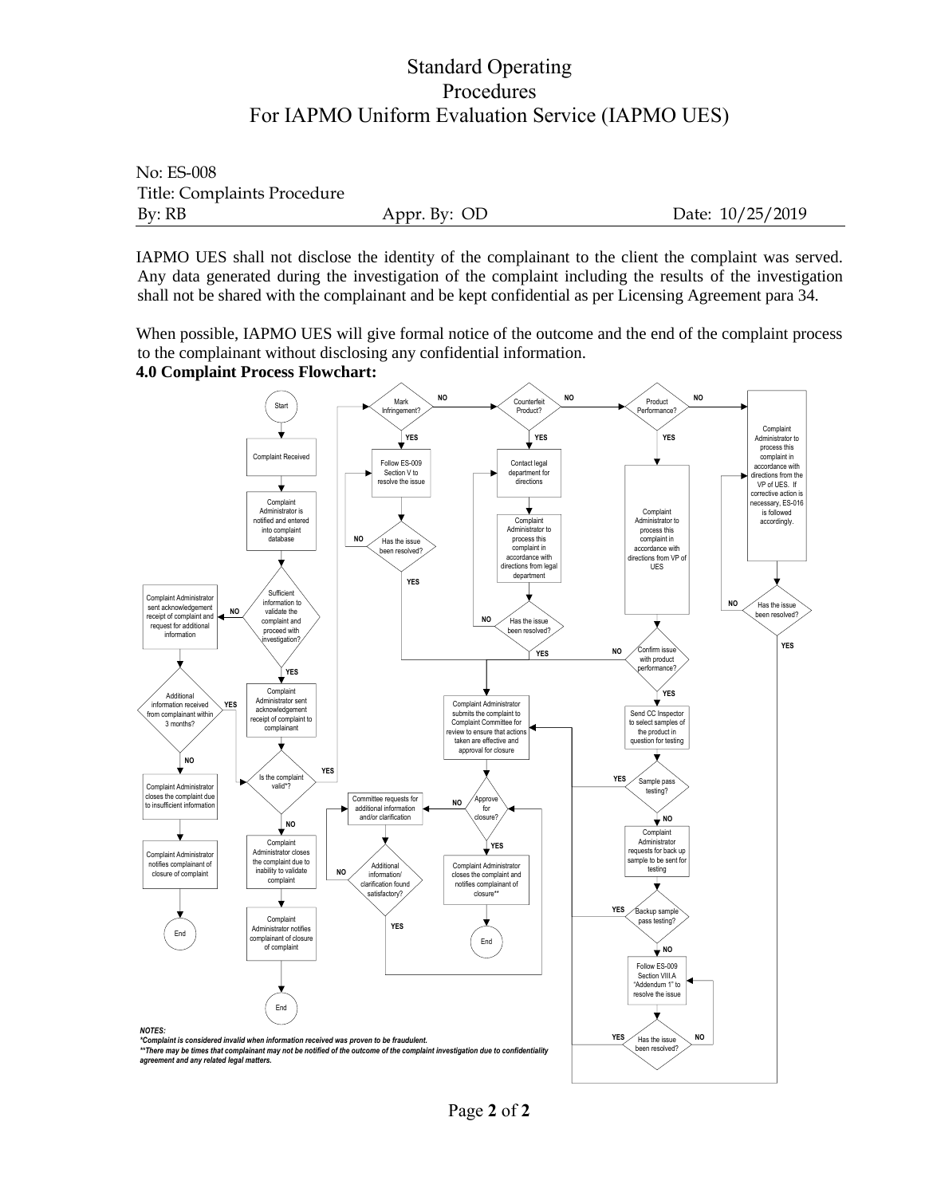# Standard Operating Procedures For IAPMO Uniform Evaluation Service (IAPMO UES)

No: ES-008
Title: Complaints Procedure
By: RB  Appr. By: OD  Date: 10/25/2019

IAPMO UES shall not disclose the identity of the complainant to the client the complaint was served. Any data generated during the investigation of the complaint including the results of the investigation shall not be shared with the complainant and be kept confidential as per Licensing Agreement para 34.

When possible, IAPMO UES will give formal notice of the outcome and the end of the complaint process to the complainant without disclosing any confidential information.

**4.0 Complaint Process Flowchart:**

Start

Complaint Received

Complaint Administrator is notified and entered into complaint database

Sufficient information to validate the complaint and proceed with investigation?

NO

Complaint Administrator sent acknowledgement receipt of complaint and request for additional information

Additional information received from complainant within 3 months?

YES

NO

Complaint Administrator closes the complaint due to insufficient information

Complaint Administrator notifies complainant of closure of complaint

End

YES

Complaint Administrator sent acknowledgement receipt of complaint to complainant

Is the complaint valid*?

NO

Complaint Administrator closes the complaint due to inability to validate complaint

Complaint Administrator notifies complainant of closure of complaint

End

YES

Mark Infringement?

YES

Follow ES-009 Section V to resolve the issue

Has the issue been resolved?

NO

YES

NO

Counterfeit Product?

YES

Contact legal department for directions

Complaint Administrator to process this complaint in accordance with directions from legal department

Has the issue been resolved?

NO

YES

NO

Product Performance?

YES

Complaint Administrator to process this complaint in accordance with directions from VP of UES

Confirm issue with product performance?

NO

YES

Send CC Inspector to select samples of the product in question for testing

Sample pass testing?

YES

NO

Complaint Administrator requests for back up sample to be sent for testing

Backup sample pass testing?

YES

NO

Follow ES-009 Section VIII.A "Addendum 1" to resolve the issue

Has the issue been resolved?

YES

NO

NO

Complaint Administrator to process this complaint in accordance with directions from the VP of UES. If corrective action is necessary, ES-016 is followed accordingly.

Has the issue been resolved?

NO

YES

Complaint Administrator submits the complaint to Complaint Committee for review to ensure that actions taken are effective and approval for closure

Approve for closure?

NO

Committee requests for additional information and/or clarification

Additional information/ clarification found satisfactory?

NO

YES

YES

Complaint Administrator closes the complaint and notifies complainant of closure**

End

*NOTES:*

****Complaint is considered invalid when information received was proven to be fraudulent.***

*\*\*There may be times that complainant may not be notified of the outcome of the complaint investigation due to confidentiality agreement and any related legal matters.*